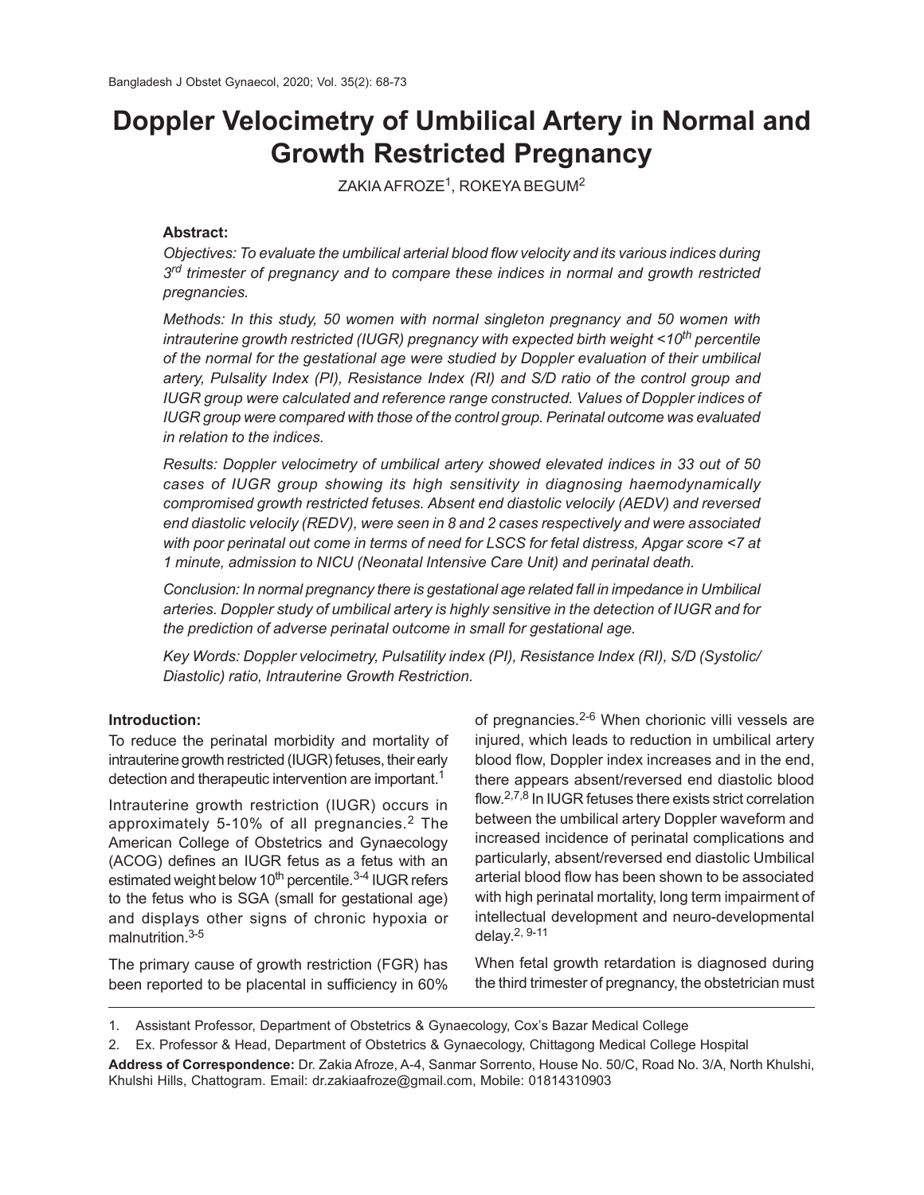# Doppler Velocimetry of Umbilical Artery in Normal and Growth Restricted Pregnancy

ZAKIA AFROZE[1], ROKEYA BEGUM[2]

**Abstract:**

*Objectives: To evaluate the umbilical arterial blood flow velocity and its various indices during 3rd trimester of pregnancy and to compare these indices in normal and growth restricted pregnancies.*

*Methods: In this study, 50 women with normal singleton pregnancy and 50 women with intrauterine growth restricted (IUGR) pregnancy with expected birth weight <10th percentile of the normal for the gestational age were studied by Doppler evaluation of their umbilical artery, Pulsality Index (PI), Resistance Index (RI) and S/D ratio of the control group and IUGR group were calculated and reference range constructed. Values of Doppler indices of IUGR group were compared with those of the control group. Perinatal outcome was evaluated in relation to the indices.*

*Results: Doppler velocimetry of umbilical artery showed elevated indices in 33 out of 50 cases of IUGR group showing its high sensitivity in diagnosing haemodynamically compromised growth restricted fetuses. Absent end diastolic velocily (AEDV) and reversed end diastolic velocily (REDV), were seen in 8 and 2 cases respectively and were associated with poor perinatal out come in terms of need for LSCS for fetal distress, Apgar score <7 at 1 minute, admission to NICU (Neonatal Intensive Care Unit) and perinatal death.*

*Conclusion: In normal pregnancy there is gestational age related fall in impedance in Umbilical arteries. Doppler study of umbilical artery is highly sensitive in the detection of IUGR and for the prediction of adverse perinatal outcome in small for gestational age.*

*Key Words: Doppler velocimetry, Pulsatility index (PI), Resistance Index (RI), S/D (Systolic/ Diastolic) ratio, Intrauterine Growth Restriction.*

## Introduction:

To reduce the perinatal morbidity and mortality of intrauterine growth restricted (IUGR) fetuses, their early detection and therapeutic intervention are important.[1]

Intrauterine growth restriction (IUGR) occurs in approximately 5-10% of all pregnancies.[2] The American College of Obstetrics and Gynaecology (ACOG) defines an IUGR fetus as a fetus with an estimated weight below 10th percentile.[3-4] IUGR refers to the fetus who is SGA (small for gestational age) and displays other signs of chronic hypoxia or malnutrition.[3-5]

The primary cause of growth restriction (FGR) has been reported to be placental in sufficiency in 60% of pregnancies.[2-6] When chorionic villi vessels are injured, which leads to reduction in umbilical artery blood flow, Doppler index increases and in the end, there appears absent/reversed end diastolic blood flow.[2,7,8] In IUGR fetuses there exists strict correlation between the umbilical artery Doppler waveform and increased incidence of perinatal complications and particularly, absent/reversed end diastolic Umbilical arterial blood flow has been shown to be associated with high perinatal mortality, long term impairment of intellectual development and neuro-developmental delay.[2, 9-11]

When fetal growth retardation is diagnosed during the third trimester of pregnancy, the obstetrician must

1. Assistant Professor, Department of Obstetrics & Gynaecology, Cox's Bazar Medical College
2. Ex. Professor & Head, Department of Obstetrics & Gynaecology, Chittagong Medical College Hospital

**Address of Correspondence:** Dr. Zakia Afroze, A-4, Sanmar Sorrento, House No. 50/C, Road No. 3/A, North Khulshi, Khulshi Hills, Chattogram. Email: dr.zakiaafroze@gmail.com, Mobile: 01814310903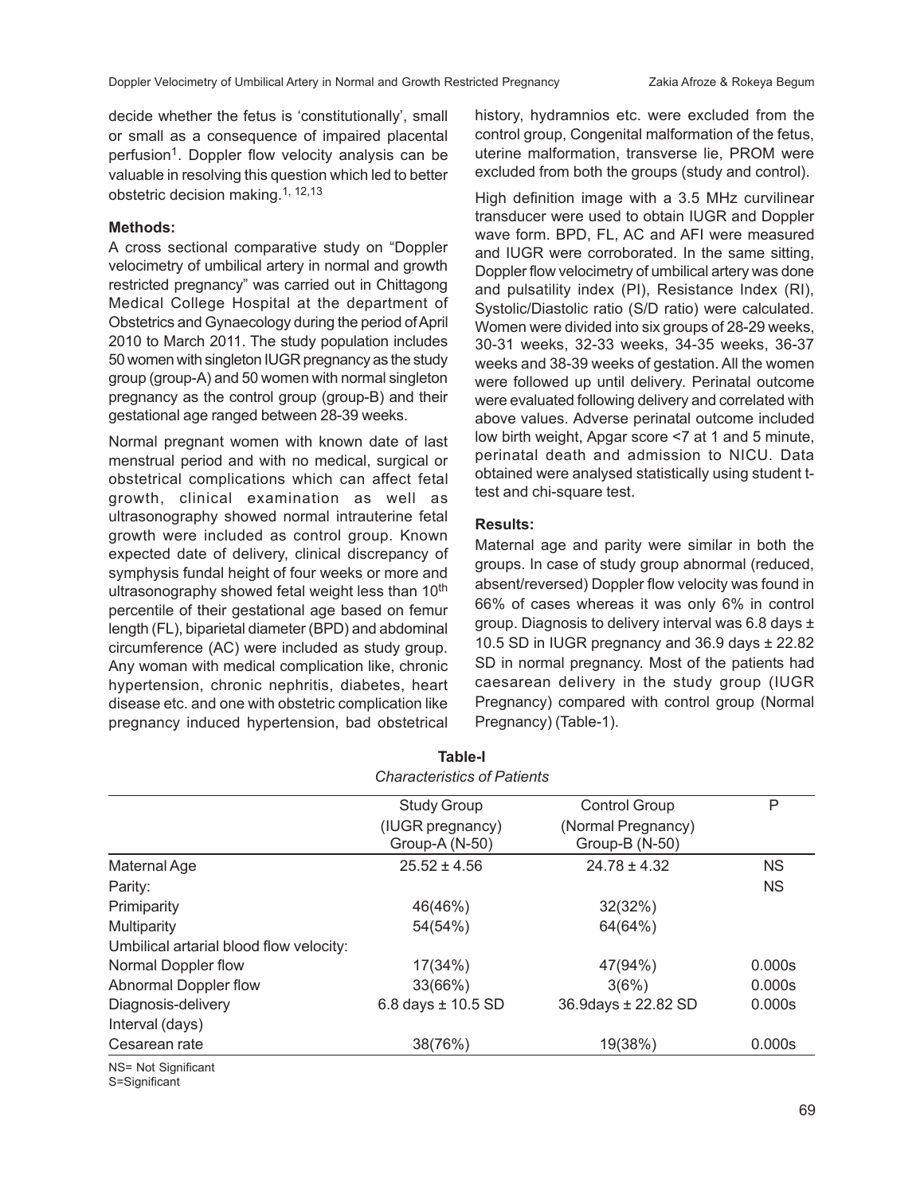decide whether the fetus is 'constitutionally', small or small as a consequence of impaired placental perfusion[1]. Doppler flow velocity analysis can be valuable in resolving this question which led to better obstetric decision making.[1, 12,13]

**Methods:**

A cross sectional comparative study on "Doppler velocimetry of umbilical artery in normal and growth restricted pregnancy" was carried out in Chittagong Medical College Hospital at the department of Obstetrics and Gynaecology during the period of April 2010 to March 2011. The study population includes 50 women with singleton IUGR pregnancy as the study group (group-A) and 50 women with normal singleton pregnancy as the control group (group-B) and their gestational age ranged between 28-39 weeks.

Normal pregnant women with known date of last menstrual period and with no medical, surgical or obstetrical complications which can affect fetal growth, clinical examination as well as ultrasonography showed normal intrauterine fetal growth were included as control group. Known expected date of delivery, clinical discrepancy of symphysis fundal height of four weeks or more and ultrasonography showed fetal weight less than 10th percentile of their gestational age based on femur length (FL), biparietal diameter (BPD) and abdominal circumference (AC) were included as study group. Any woman with medical complication like, chronic hypertension, chronic nephritis, diabetes, heart disease etc. and one with obstetric complication like pregnancy induced hypertension, bad obstetrical history, hydramnios etc. were excluded from the control group, Congenital malformation of the fetus, uterine malformation, transverse lie, PROM were excluded from both the groups (study and control).

High definition image with a 3.5 MHz curvilinear transducer were used to obtain IUGR and Doppler wave form. BPD, FL, AC and AFI were measured and IUGR were corroborated. In the same sitting, Doppler flow velocimetry of umbilical artery was done and pulsatility index (PI), Resistance Index (RI), Systolic/Diastolic ratio (S/D ratio) were calculated. Women were divided into six groups of 28-29 weeks, 30-31 weeks, 32-33 weeks, 34-35 weeks, 36-37 weeks and 38-39 weeks of gestation. All the women were followed up until delivery. Perinatal outcome were evaluated following delivery and correlated with above values. Adverse perinatal outcome included low birth weight, Apgar score <7 at 1 and 5 minute, perinatal death and admission to NICU. Data obtained were analysed statistically using student t-test and chi-square test.

**Results:**

Maternal age and parity were similar in both the groups. In case of study group abnormal (reduced, absent/reversed) Doppler flow velocity was found in 66% of cases whereas it was only 6% in control group. Diagnosis to delivery interval was 6.8 days ± 10.5 SD in IUGR pregnancy and 36.9 days ± 22.82 SD in normal pregnancy. Most of the patients had caesarean delivery in the study group (IUGR Pregnancy) compared with control group (Normal Pregnancy) (Table-1).

**Table-I**

*Characteristics of Patients*

| | Study Group (IUGR pregnancy) Group-A (N-50) | Control Group (Normal Pregnancy) Group-B (N-50) | P |
|---|---|---|---|
| Maternal Age | 25.52 ± 4.56 | 24.78 ± 4.32 | NS |
| Parity: | | | NS |
| Primiparity | 46(46%) | 32(32%) | |
| Multiparity | 54(54%) | 64(64%) | |
| Umbilical artarial blood flow velocity: | | | |
| Normal Doppler flow | 17(34%) | 47(94%) | 0.000s |
| Abnormal Doppler flow | 33(66%) | 3(6%) | 0.000s |
| Diagnosis-delivery Interval (days) | 6.8 days ± 10.5 SD | 36.9days ± 22.82 SD | 0.000s |
| Cesarean rate | 38(76%) | 19(38%) | 0.000s |

NS= Not Significant
S=Significant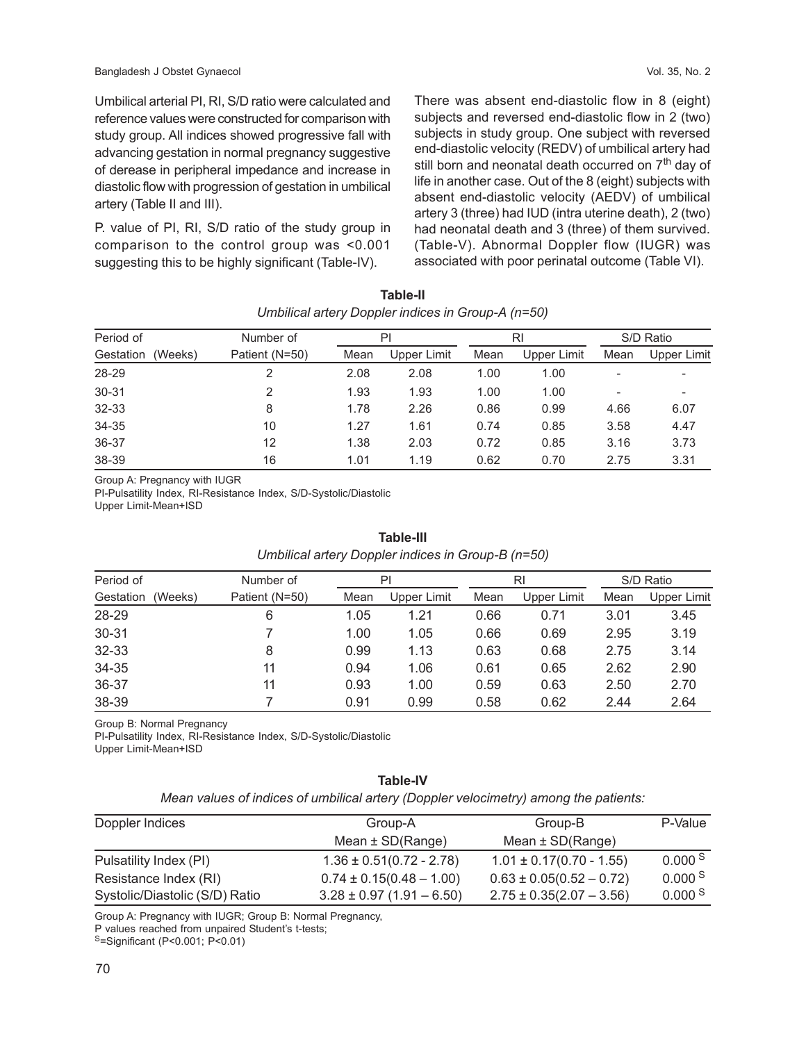Umbilical arterial PI, RI, S/D ratio were calculated and reference values were constructed for comparison with study group. All indices showed progressive fall with advancing gestation in normal pregnancy suggestive of derease in peripheral impedance and increase in diastolic flow with progression of gestation in umbilical artery (Table II and III).

P. value of PI, RI, S/D ratio of the study group in comparison to the control group was <0.001 suggesting this to be highly significant (Table-IV).

There was absent end-diastolic flow in 8 (eight) subjects and reversed end-diastolic flow in 2 (two) subjects in study group. One subject with reversed end-diastolic velocity (REDV) of umbilical artery had still born and neonatal death occurred on 7th day of life in another case. Out of the 8 (eight) subjects with absent end-diastolic velocity (AEDV) of umbilical artery 3 (three) had IUD (intra uterine death), 2 (two) had neonatal death and 3 (three) of them survived. (Table-V). Abnormal Doppler flow (IUGR) was associated with poor perinatal outcome (Table VI).

**Table-II**

*Umbilical artery Doppler indices in Group-A (n=50)*

| Period of Gestation (Weeks) | Number of Patient (N=50) | PI | | RI | | S/D Ratio | |
|---|---|---|---|---|---|---|---|
| | | Mean | Upper Limit | Mean | Upper Limit | Mean | Upper Limit |
| 28-29 | 2 | 2.08 | 2.08 | 1.00 | 1.00 | - | - |
| 30-31 | 2 | 1.93 | 1.93 | 1.00 | 1.00 | - | - |
| 32-33 | 8 | 1.78 | 2.26 | 0.86 | 0.99 | 4.66 | 6.07 |
| 34-35 | 10 | 1.27 | 1.61 | 0.74 | 0.85 | 3.58 | 4.47 |
| 36-37 | 12 | 1.38 | 2.03 | 0.72 | 0.85 | 3.16 | 3.73 |
| 38-39 | 16 | 1.01 | 1.19 | 0.62 | 0.70 | 2.75 | 3.31 |

Group A: Pregnancy with IUGR
PI-Pulsatility Index, RI-Resistance Index, S/D-Systolic/Diastolic
Upper Limit-Mean+ISD

**Table-III**

*Umbilical artery Doppler indices in Group-B (n=50)*

| Period of Gestation (Weeks) | Number of Patient (N=50) | PI | | RI | | S/D Ratio | |
|---|---|---|---|---|---|---|---|
| | | Mean | Upper Limit | Mean | Upper Limit | Mean | Upper Limit |
| 28-29 | 6 | 1.05 | 1.21 | 0.66 | 0.71 | 3.01 | 3.45 |
| 30-31 | 7 | 1.00 | 1.05 | 0.66 | 0.69 | 2.95 | 3.19 |
| 32-33 | 8 | 0.99 | 1.13 | 0.63 | 0.68 | 2.75 | 3.14 |
| 34-35 | 11 | 0.94 | 1.06 | 0.61 | 0.65 | 2.62 | 2.90 |
| 36-37 | 11 | 0.93 | 1.00 | 0.59 | 0.63 | 2.50 | 2.70 |
| 38-39 | 7 | 0.91 | 0.99 | 0.58 | 0.62 | 2.44 | 2.64 |

Group B: Normal Pregnancy
PI-Pulsatility Index, RI-Resistance Index, S/D-Systolic/Diastolic
Upper Limit-Mean+ISD

**Table-IV**

*Mean values of indices of umbilical artery (Doppler velocimetry) among the patients:*

| Doppler Indices | Group-A Mean ± SD(Range) | Group-B Mean ± SD(Range) | P-Value |
|---|---|---|---|
| Pulsatility Index (PI) | 1.36 ± 0.51(0.72 - 2.78) | 1.01 ± 0.17(0.70 - 1.55) | 0.000 S |
| Resistance Index (RI) | 0.74 ± 0.15(0.48 – 1.00) | 0.63 ± 0.05(0.52 – 0.72) | 0.000 S |
| Systolic/Diastolic (S/D) Ratio | 3.28 ± 0.97 (1.91 – 6.50) | 2.75 ± 0.35(2.07 – 3.56) | 0.000 S |

Group A: Pregnancy with IUGR; Group B: Normal Pregnancy,
P values reached from unpaired Student's t-tests;
S=Significant (P<0.001; P<0.01)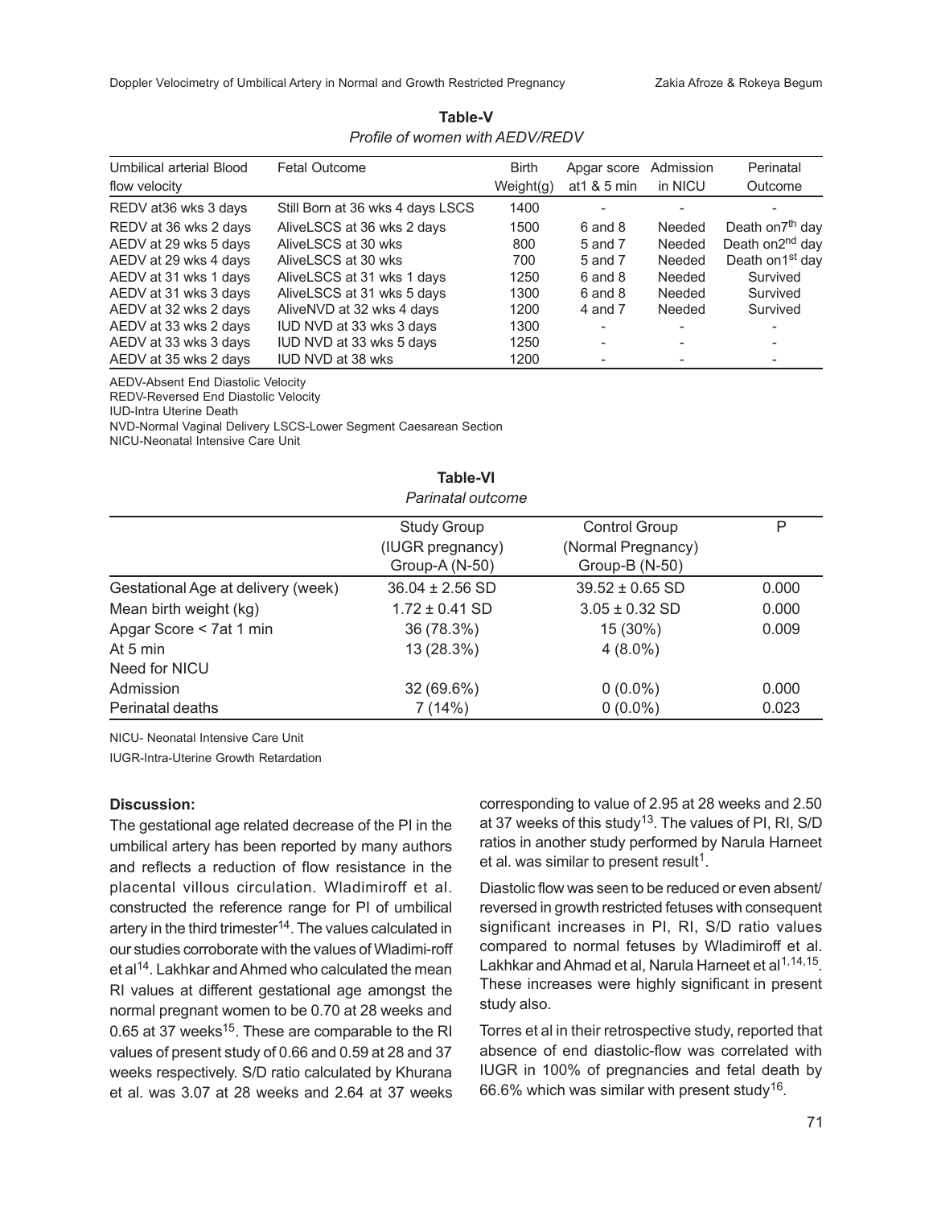**Table-V**

*Profile of women with AEDV/REDV*

| Umbilical arterial Blood flow velocity | Fetal Outcome | Birth Weight(g) | Apgar score at1 & 5 min | Admission in NICU | Perinatal Outcome |
|---|---|---|---|---|---|
| REDV at36 wks 3 days | Still Born at 36 wks 4 days LSCS | 1400 | - | - | - |
| REDV at 36 wks 2 days | AliveLSCS at 36 wks 2 days | 1500 | 6 and 8 | Needed | Death on7th day |
| AEDV at 29 wks 5 days | AliveLSCS at 30 wks | 800 | 5 and 7 | Needed | Death on2nd day |
| AEDV at 29 wks 4 days | AliveLSCS at 30 wks | 700 | 5 and 7 | Needed | Death on1st day |
| AEDV at 31 wks 1 days | AliveLSCS at 31 wks 1 days | 1250 | 6 and 8 | Needed | Survived |
| AEDV at 31 wks 3 days | AliveLSCS at 31 wks 5 days | 1300 | 6 and 8 | Needed | Survived |
| AEDV at 32 wks 2 days | AliveNVD at 32 wks 4 days | 1200 | 4 and 7 | Needed | Survived |
| AEDV at 33 wks 2 days | IUD NVD at 33 wks 3 days | 1300 | - | - | - |
| AEDV at 33 wks 3 days | IUD NVD at 33 wks 5 days | 1250 | - | - | - |
| AEDV at 35 wks 2 days | IUD NVD at 38 wks | 1200 | - | - | - |

AEDV-Absent End Diastolic Velocity
REDV-Reversed End Diastolic Velocity
IUD-Intra Uterine Death
NVD-Normal Vaginal Delivery LSCS-Lower Segment Caesarean Section
NICU-Neonatal Intensive Care Unit

**Table-VI**

*Parinatal outcome*

| | Study Group (IUGR pregnancy) Group-A (N-50) | Control Group (Normal Pregnancy) Group-B (N-50) | P |
|---|---|---|---|
| Gestational Age at delivery (week) | 36.04 ± 2.56 SD | 39.52 ± 0.65 SD | 0.000 |
| Mean birth weight (kg) | 1.72 ± 0.41 SD | 3.05 ± 0.32 SD | 0.000 |
| Apgar Score < 7at 1 min | 36 (78.3%) | 15 (30%) | 0.009 |
| At 5 min | 13 (28.3%) | 4 (8.0%) | |
| Need for NICU | | | |
| Admission | 32 (69.6%) | 0 (0.0%) | 0.000 |
| Perinatal deaths | 7 (14%) | 0 (0.0%) | 0.023 |

NICU- Neonatal Intensive Care Unit

IUGR-Intra-Uterine Growth Retardation

## Discussion:

The gestational age related decrease of the PI in the umbilical artery has been reported by many authors and reflects a reduction of flow resistance in the placental villous circulation. Wladimiroff et al. constructed the reference range for PI of umbilical artery in the third trimester[14]. The values calculated in our studies corroborate with the values of Wladimi-roff et al[14]. Lakhkar and Ahmed who calculated the mean RI values at different gestational age amongst the normal pregnant women to be 0.70 at 28 weeks and 0.65 at 37 weeks[15]. These are comparable to the RI values of present study of 0.66 and 0.59 at 28 and 37 weeks respectively. S/D ratio calculated by Khurana et al. was 3.07 at 28 weeks and 2.64 at 37 weeks corresponding to value of 2.95 at 28 weeks and 2.50 at 37 weeks of this study[13]. The values of PI, RI, S/D ratios in another study performed by Narula Harneet et al. was similar to present result[1].

Diastolic flow was seen to be reduced or even absent/ reversed in growth restricted fetuses with consequent significant increases in PI, RI, S/D ratio values compared to normal fetuses by Wladimiroff et al. Lakhkar and Ahmad et al, Narula Harneet et al[1,14,15]. These increases were highly significant in present study also.

Torres et al in their retrospective study, reported that absence of end diastolic-flow was correlated with IUGR in 100% of pregnancies and fetal death by 66.6% which was similar with present study[16].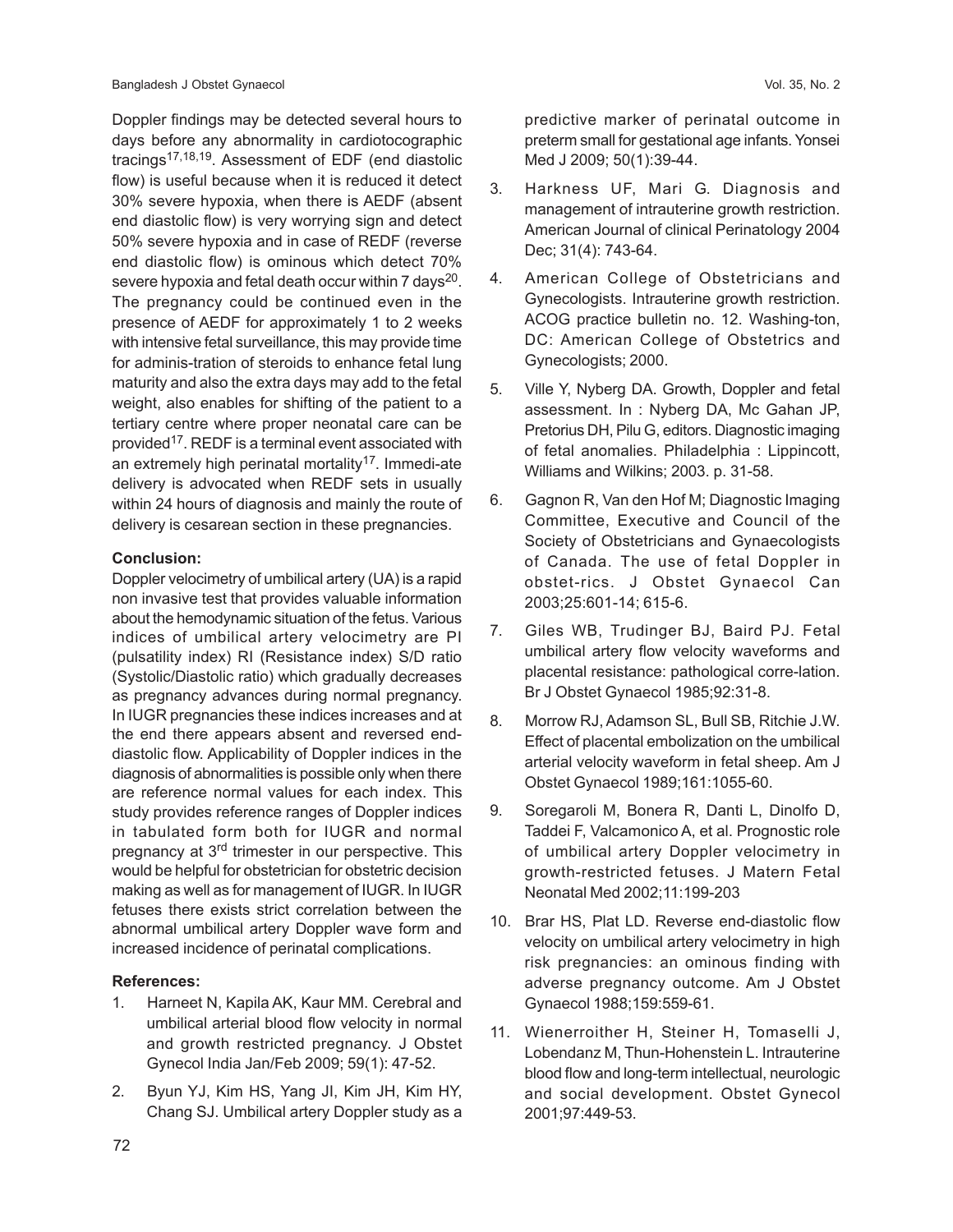Doppler findings may be detected several hours to days before any abnormality in cardiotocographic tracings[17,18,19]. Assessment of EDF (end diastolic flow) is useful because when it is reduced it detect 30% severe hypoxia, when there is AEDF (absent end diastolic flow) is very worrying sign and detect 50% severe hypoxia and in case of REDF (reverse end diastolic flow) is ominous which detect 70% severe hypoxia and fetal death occur within 7 days[20]. The pregnancy could be continued even in the presence of AEDF for approximately 1 to 2 weeks with intensive fetal surveillance, this may provide time for adminis-tration of steroids to enhance fetal lung maturity and also the extra days may add to the fetal weight, also enables for shifting of the patient to a tertiary centre where proper neonatal care can be provided[17]. REDF is a terminal event associated with an extremely high perinatal mortality[17]. Immedi-ate delivery is advocated when REDF sets in usually within 24 hours of diagnosis and mainly the route of delivery is cesarean section in these pregnancies.

**Conclusion:**

Doppler velocimetry of umbilical artery (UA) is a rapid non invasive test that provides valuable information about the hemodynamic situation of the fetus. Various indices of umbilical artery velocimetry are PI (pulsatility index) RI (Resistance index) S/D ratio (Systolic/Diastolic ratio) which gradually decreases as pregnancy advances during normal pregnancy. In IUGR pregnancies these indices increases and at the end there appears absent and reversed end-diastolic flow. Applicability of Doppler indices in the diagnosis of abnormalities is possible only when there are reference normal values for each index. This study provides reference ranges of Doppler indices in tabulated form both for IUGR and normal pregnancy at 3rd trimester in our perspective. This would be helpful for obstetrician for obstetric decision making as well as for management of IUGR. In IUGR fetuses there exists strict correlation between the abnormal umbilical artery Doppler wave form and increased incidence of perinatal complications.

**References:**

1. Harneet N, Kapila AK, Kaur MM. Cerebral and umbilical arterial blood flow velocity in normal and growth restricted pregnancy. J Obstet Gynecol India Jan/Feb 2009; 59(1): 47-52.
2. Byun YJ, Kim HS, Yang JI, Kim JH, Kim HY, Chang SJ. Umbilical artery Doppler study as a predictive marker of perinatal outcome in preterm small for gestational age infants. Yonsei Med J 2009; 50(1):39-44.
3. Harkness UF, Mari G. Diagnosis and management of intrauterine growth restriction. American Journal of clinical Perinatology 2004 Dec; 31(4): 743-64.
4. American College of Obstetricians and Gynecologists. Intrauterine growth restriction. ACOG practice bulletin no. 12. Washing-ton, DC: American College of Obstetrics and Gynecologists; 2000.
5. Ville Y, Nyberg DA. Growth, Doppler and fetal assessment. In : Nyberg DA, Mc Gahan JP, Pretorius DH, Pilu G, editors. Diagnostic imaging of fetal anomalies. Philadelphia : Lippincott, Williams and Wilkins; 2003. p. 31-58.
6. Gagnon R, Van den Hof M; Diagnostic Imaging Committee, Executive and Council of the Society of Obstetricians and Gynaecologists of Canada. The use of fetal Doppler in obstet-rics. J Obstet Gynaecol Can 2003;25:601-14; 615-6.
7. Giles WB, Trudinger BJ, Baird PJ. Fetal umbilical artery flow velocity waveforms and placental resistance: pathological corre-lation. Br J Obstet Gynaecol 1985;92:31-8.
8. Morrow RJ, Adamson SL, Bull SB, Ritchie J.W. Effect of placental embolization on the umbilical arterial velocity waveform in fetal sheep. Am J Obstet Gynaecol 1989;161:1055-60.
9. Soregaroli M, Bonera R, Danti L, Dinolfo D, Taddei F, Valcamonico A, et al. Prognostic role of umbilical artery Doppler velocimetry in growth-restricted fetuses. J Matern Fetal Neonatal Med 2002;11:199-203
10. Brar HS, Plat LD. Reverse end-diastolic flow velocity on umbilical artery velocimetry in high risk pregnancies: an ominous finding with adverse pregnancy outcome. Am J Obstet Gynaecol 1988;159:559-61.
11. Wienerroither H, Steiner H, Tomaselli J, Lobendanz M, Thun-Hohenstein L. Intrauterine blood flow and long-term intellectual, neurologic and social development. Obstet Gynecol 2001;97:449-53.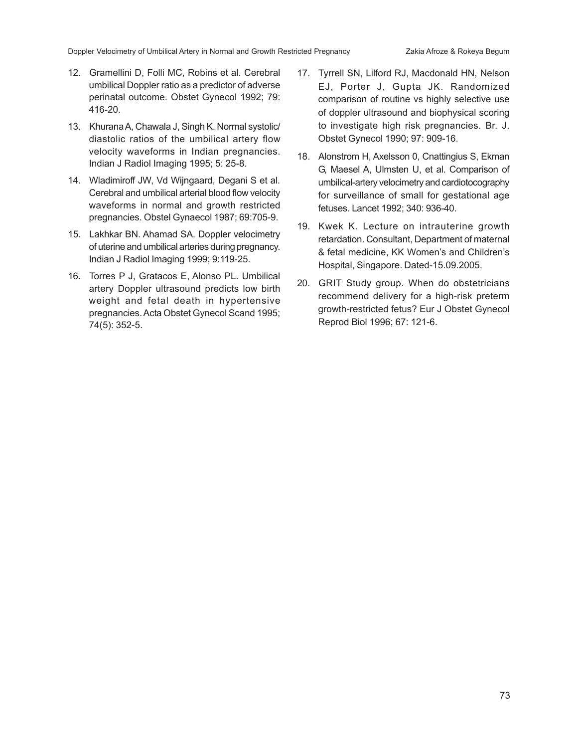12. Gramellini D, Folli MC, Robins et al. Cerebral umbilical Doppler ratio as a predictor of adverse perinatal outcome. Obstet Gynecol 1992; 79: 416-20.
13. Khurana A, Chawala J, Singh K. Normal systolic/ diastolic ratios of the umbilical artery flow velocity waveforms in Indian pregnancies. Indian J Radiol Imaging 1995; 5: 25-8.
14. Wladimiroff JW, Vd Wijngaard, Degani S et al. Cerebral and umbilical arterial blood flow velocity waveforms in normal and growth restricted pregnancies. Obstel Gynaecol 1987; 69:705-9.
15. Lakhkar BN. Ahamad SA. Doppler velocimetry of uterine and umbilical arteries during pregnancy. Indian J Radiol Imaging 1999; 9:119-25.
16. Torres P J, Gratacos E, Alonso PL. Umbilical artery Doppler ultrasound predicts low birth weight and fetal death in hypertensive pregnancies. Acta Obstet Gynecol Scand 1995; 74(5): 352-5.
17. Tyrrell SN, Lilford RJ, Macdonald HN, Nelson EJ, Porter J, Gupta JK. Randomized comparison of routine vs highly selective use of doppler ultrasound and biophysical scoring to investigate high risk pregnancies. Br. J. Obstet Gynecol 1990; 97: 909-16.
18. Alonstrom H, Axelsson 0, Cnattingius S, Ekman G, Maesel A, Ulmsten U, et al. Comparison of umbilical-artery velocimetry and cardiotocography for surveillance of small for gestational age fetuses. Lancet 1992; 340: 936-40.
19. Kwek K. Lecture on intrauterine growth retardation. Consultant, Department of maternal & fetal medicine, KK Women's and Children's Hospital, Singapore. Dated-15.09.2005.
20. GRIT Study group. When do obstetricians recommend delivery for a high-risk preterm growth-restricted fetus? Eur J Obstet Gynecol Reprod Biol 1996; 67: 121-6.